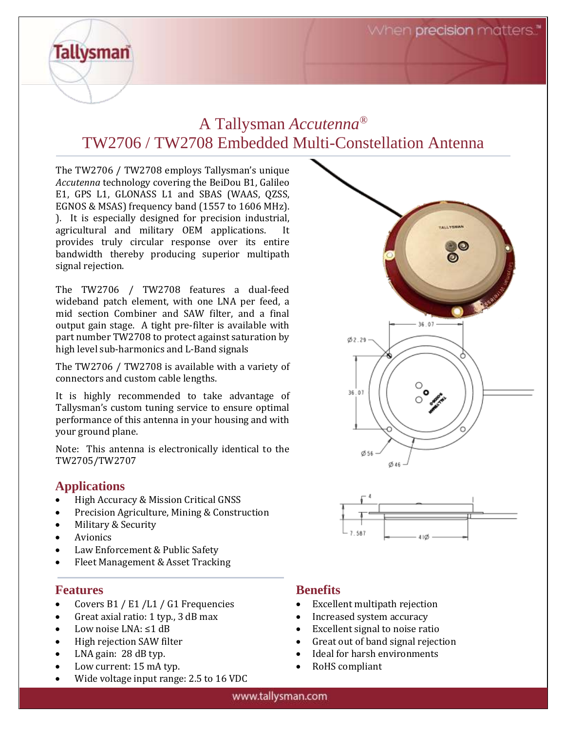# A Tallysman *Accutenna*®

# TW2706 / TW2708 Embedded Multi-Constellation Antenna

The TW2706 / TW2708 employs Tallysman's unique *Accutenna* technology covering the BeiDou B1, Galileo E1, GPS L1, GLONASS L1 and SBAS (WAAS, QZSS, EGNOS & MSAS) frequency band (1557 to 1606 MHz). ). It is especially designed for precision industrial, agricultural and military OEM applications. It provides truly circular response over its entire bandwidth thereby producing superior multipath signal rejection.

The TW2706 / TW2708 features a dual-feed wideband patch element, with one LNA per feed, a mid section Combiner and SAW filter, and a final output gain stage. A tight pre-filter is available with part number TW2708 to protect against saturation by high level sub-harmonics and L-Band signals

The TW2706 / TW2708 is available with a variety of connectors and custom cable lengths.

It is highly recommended to take advantage of Tallysman's custom tuning service to ensure optimal performance of this antenna in your housing and with your ground plane.

Note: This antenna is electronically identical to the TW2705/TW2707

## Applications

- High Accuracy & Mission Critical GNSS
- Precision Agriculture, Mining & Construction
- Military & Security
- Avionics
- Law Enforcement & Public Safety
- Fleet Management & Asset Tracking

## Features

- Covers B1 / E1 /L1 / G1 Frequencies
- Great axial ratio: 1 typ., 3 dB max
- Low noise LNA: ≤1 dB
- High rejection SAW filter
- LNA gain: 28 dB typ.
- Low current: 15 mA typ.
- Wide voltage input range: 2.5 to 16 VDC

## Benefits

- Excellent multipath rejection
- Increased system accuracy
- Excellent signal to noise ratio
- Great out of band signal rejection
- Ideal for harsh environments
- RoHS compliant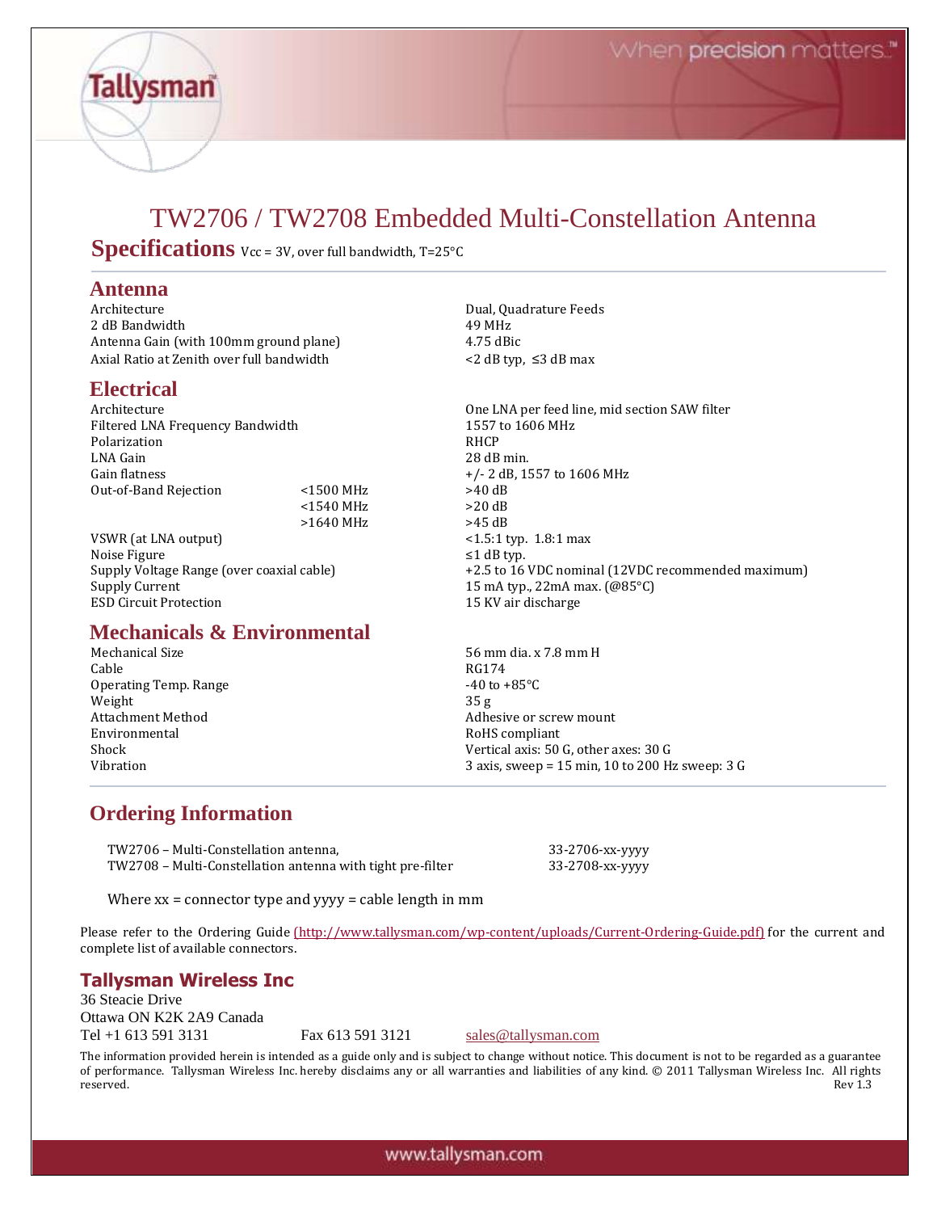# TW2706 / TW2708 Embedded Multi-Constellation Antenna

## Specifications Vcc = 3V, over full bandwidth, T=25°C

### Antenna

| | | |
|---|---|---|
| Architecture | | Dual, Quadrature Feeds |
| 2 dB Bandwidth | | 49 MHz |
| Antenna Gain (with 100mm ground plane) | | 4.75 dBic |
| Axial Ratio at Zenith over full bandwidth | | <2 dB typ, ≤3 dB max |

### Electrical

| | | |
|---|---|---|
| Architecture | | One LNA per feed line, mid section SAW filter |
| Filtered LNA Frequency Bandwidth | | 1557 to 1606 MHz |
| Polarization | | RHCP |
| LNA Gain | | 28 dB min. |
| Gain flatness | | +/- 2 dB, 1557 to 1606 MHz |
| Out-of-Band Rejection | <1500 MHz | >40 dB |
| | <1540 MHz | >20 dB |
| | >1640 MHz | >45 dB |
| VSWR (at LNA output) | | <1.5:1 typ. 1.8:1 max |
| Noise Figure | | ≤1 dB typ. |
| Supply Voltage Range (over coaxial cable) | | +2.5 to 16 VDC nominal (12VDC recommended maximum) |
| Supply Current | | 15 mA typ., 22mA max. (@85°C) |
| ESD Circuit Protection | | 15 KV air discharge |

### Mechanicals & Environmental

| | |
|---|---|
| Mechanical Size | 56 mm dia. x 7.8 mm H |
| Cable | RG174 |
| Operating Temp. Range | -40 to +85°C |
| Weight | 35 g |
| Attachment Method | Adhesive or screw mount |
| Environmental | RoHS compliant |
| Shock | Vertical axis: 50 G, other axes: 30 G |
| Vibration | 3 axis, sweep = 15 min, 10 to 200 Hz sweep: 3 G |

## Ordering Information

| | |
|---|---|
| TW2706 – Multi-Constellation antenna, | 33-2706-xx-yyyy |
| TW2708 – Multi-Constellation antenna with tight pre-filter | 33-2708-xx-yyyy |

Where xx = connector type and yyyy = cable length in mm

Please refer to the Ordering Guide (http://www.tallysman.com/wp-content/uploads/Current-Ordering-Guide.pdf) for the current and complete list of available connectors.

### Tallysman Wireless Inc

36 Steacie Drive
Ottawa ON K2K 2A9 Canada
Tel +1 613 591 3131 Fax 613 591 3121 sales@tallysman.com

The information provided herein is intended as a guide only and is subject to change without notice. This document is not to be regarded as a guarantee of performance. Tallysman Wireless Inc. hereby disclaims any or all warranties and liabilities of any kind. © 2011 Tallysman Wireless Inc. All rights reserved. Rev 1.3